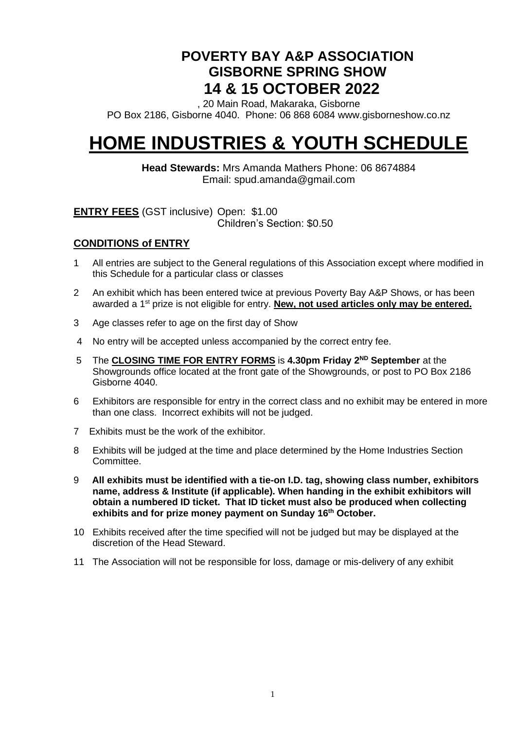# POVERTY BAY A&P ASSOCIATION
## GISBORNE SPRING SHOW
## 14 & 15 OCTOBER 2022

, 20 Main Road, Makaraka, Gisborne
PO Box 2186, Gisborne 4040. Phone: 06 868 6084 www.gisborneshow.co.nz

# HOME INDUSTRIES & YOUTH SCHEDULE

**Head Stewards:** Mrs Amanda Mathers Phone: 06 8674884
Email: spud.amanda@gmail.com

**ENTRY FEES** (GST inclusive) Open: $1.00
Children's Section: $0.50

## CONDITIONS of ENTRY

1. All entries are subject to the General regulations of this Association except where modified in this Schedule for a particular class or classes
2. An exhibit which has been entered twice at previous Poverty Bay A&P Shows, or has been awarded a 1st prize is not eligible for entry. **New, not used articles only may be entered.**
3. Age classes refer to age on the first day of Show
4. No entry will be accepted unless accompanied by the correct entry fee.
5. The **CLOSING TIME FOR ENTRY FORMS** is **4.30pm Friday 2ND September** at the Showgrounds office located at the front gate of the Showgrounds, or post to PO Box 2186 Gisborne 4040.
6. Exhibitors are responsible for entry in the correct class and no exhibit may be entered in more than one class. Incorrect exhibits will not be judged.
7. Exhibits must be the work of the exhibitor.
8. Exhibits will be judged at the time and place determined by the Home Industries Section Committee.
9. **All exhibits must be identified with a tie-on I.D. tag, showing class number, exhibitors name, address & Institute (if applicable). When handing in the exhibit exhibitors will obtain a numbered ID ticket. That ID ticket must also be produced when collecting exhibits and for prize money payment on Sunday 16th October.**
10. Exhibits received after the time specified will not be judged but may be displayed at the discretion of the Head Steward.
11. The Association will not be responsible for loss, damage or mis-delivery of any exhibit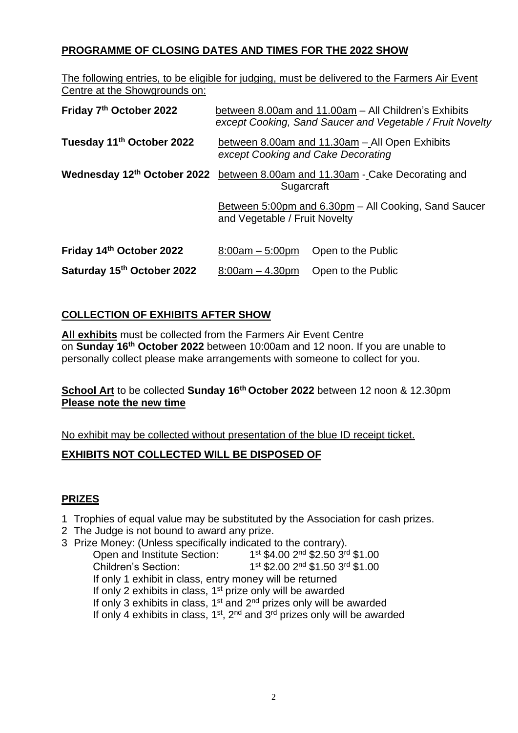## PROGRAMME OF CLOSING DATES AND TIMES FOR THE 2022 SHOW

The following entries, to be eligible for judging, must be delivered to the Farmers Air Event Centre at the Showgrounds on:

**Friday 7th October 2022** — between 8.00am and 11.00am – All Children's Exhibits *except Cooking, Sand Saucer and Vegetable / Fruit Novelty*

**Tuesday 11th October 2022** — between 8.00am and 11.30am – All Open Exhibits *except Cooking and Cake Decorating*

**Wednesday 12th October 2022** — between 8.00am and 11.30am - Cake Decorating and Sugarcraft

Between 5:00pm and 6.30pm – All Cooking, Sand Saucer and Vegetable / Fruit Novelty

**Friday 14th October 2022** — 8:00am – 5:00pm Open to the Public

**Saturday 15th October 2022** — 8:00am – 4.30pm Open to the Public

## COLLECTION OF EXHIBITS AFTER SHOW

**All exhibits** must be collected from the Farmers Air Event Centre on **Sunday 16th October 2022** between 10:00am and 12 noon. If you are unable to personally collect please make arrangements with someone to collect for you.

**School Art** to be collected **Sunday 16th October 2022** between 12 noon & 12.30pm
**Please note the new time**

No exhibit may be collected without presentation of the blue ID receipt ticket.

**EXHIBITS NOT COLLECTED WILL BE DISPOSED OF**

## PRIZES

1. Trophies of equal value may be substituted by the Association for cash prizes.
2. The Judge is not bound to award any prize.
3. Prize Money: (Unless specifically indicated to the contrary).
   - Open and Institute Section: 1st $4.00 2nd $2.50 3rd $1.00
   - Children's Section: 1st $2.00 2nd $1.50 3rd $1.00
   - If only 1 exhibit in class, entry money will be returned
   - If only 2 exhibits in class, 1st prize only will be awarded
   - If only 3 exhibits in class, 1st and 2nd prizes only will be awarded
   - If only 4 exhibits in class, 1st, 2nd and 3rd prizes only will be awarded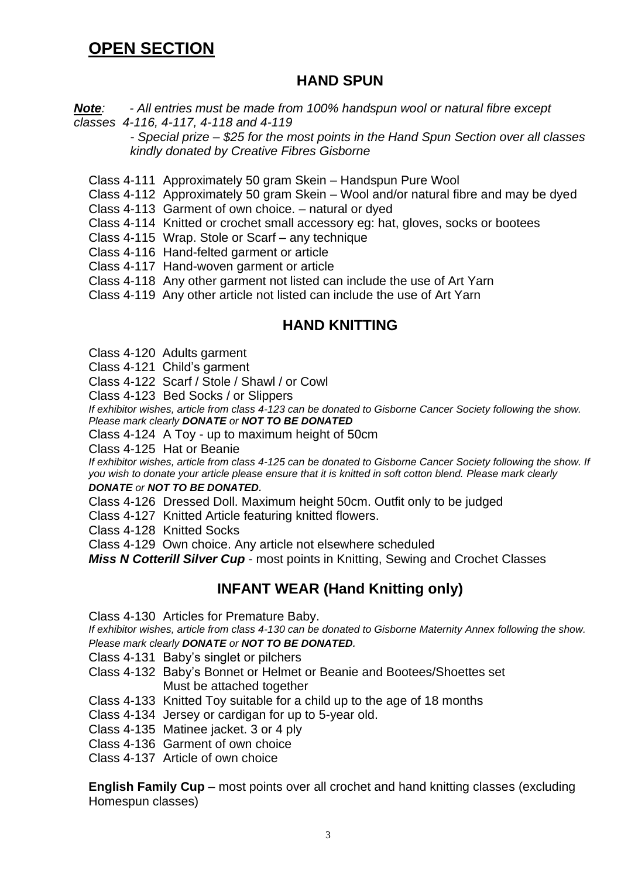# **OPEN SECTION**

## **HAND SPUN**

***Note**: - All entries must be made from 100% handspun wool or natural fibre except classes 4-116, 4-117, 4-118 and 4-119*

*- Special prize – $25 for the most points in the Hand Spun Section over all classes kindly donated by Creative Fibres Gisborne*

Class 4-111 Approximately 50 gram Skein – Handspun Pure Wool
Class 4-112 Approximately 50 gram Skein – Wool and/or natural fibre and may be dyed
Class 4-113 Garment of own choice. – natural or dyed
Class 4-114 Knitted or crochet small accessory eg: hat, gloves, socks or bootees
Class 4-115 Wrap. Stole or Scarf – any technique
Class 4-116 Hand-felted garment or article
Class 4-117 Hand-woven garment or article
Class 4-118 Any other garment not listed can include the use of Art Yarn
Class 4-119 Any other article not listed can include the use of Art Yarn

## **HAND KNITTING**

Class 4-120 Adults garment
Class 4-121 Child's garment
Class 4-122 Scarf / Stole / Shawl / or Cowl
Class 4-123 Bed Socks / or Slippers
*If exhibitor wishes, article from class 4-123 can be donated to Gisborne Cancer Society following the show. Please mark clearly **DONATE** or **NOT TO BE DONATED***
Class 4-124 A Toy - up to maximum height of 50cm
Class 4-125 Hat or Beanie
*If exhibitor wishes, article from class 4-125 can be donated to Gisborne Cancer Society following the show. If you wish to donate your article please ensure that it is knitted in soft cotton blend. Please mark clearly **DONATE** or **NOT TO BE DONATED**.*
Class 4-126 Dressed Doll. Maximum height 50cm. Outfit only to be judged
Class 4-127 Knitted Article featuring knitted flowers.
Class 4-128 Knitted Socks
Class 4-129 Own choice. Any article not elsewhere scheduled
***Miss N Cotterill Silver Cup*** - most points in Knitting, Sewing and Crochet Classes

## **INFANT WEAR (Hand Knitting only)**

Class 4-130 Articles for Premature Baby.
*If exhibitor wishes, article from class 4-130 can be donated to Gisborne Maternity Annex following the show. Please mark clearly **DONATE** or **NOT TO BE DONATED.***
Class 4-131 Baby's singlet or pilchers
Class 4-132 Baby's Bonnet or Helmet or Beanie and Bootees/Shoettes set
Must be attached together
Class 4-133 Knitted Toy suitable for a child up to the age of 18 months
Class 4-134 Jersey or cardigan for up to 5-year old.
Class 4-135 Matinee jacket. 3 or 4 ply
Class 4-136 Garment of own choice
Class 4-137 Article of own choice

**English Family Cup** – most points over all crochet and hand knitting classes (excluding Homespun classes)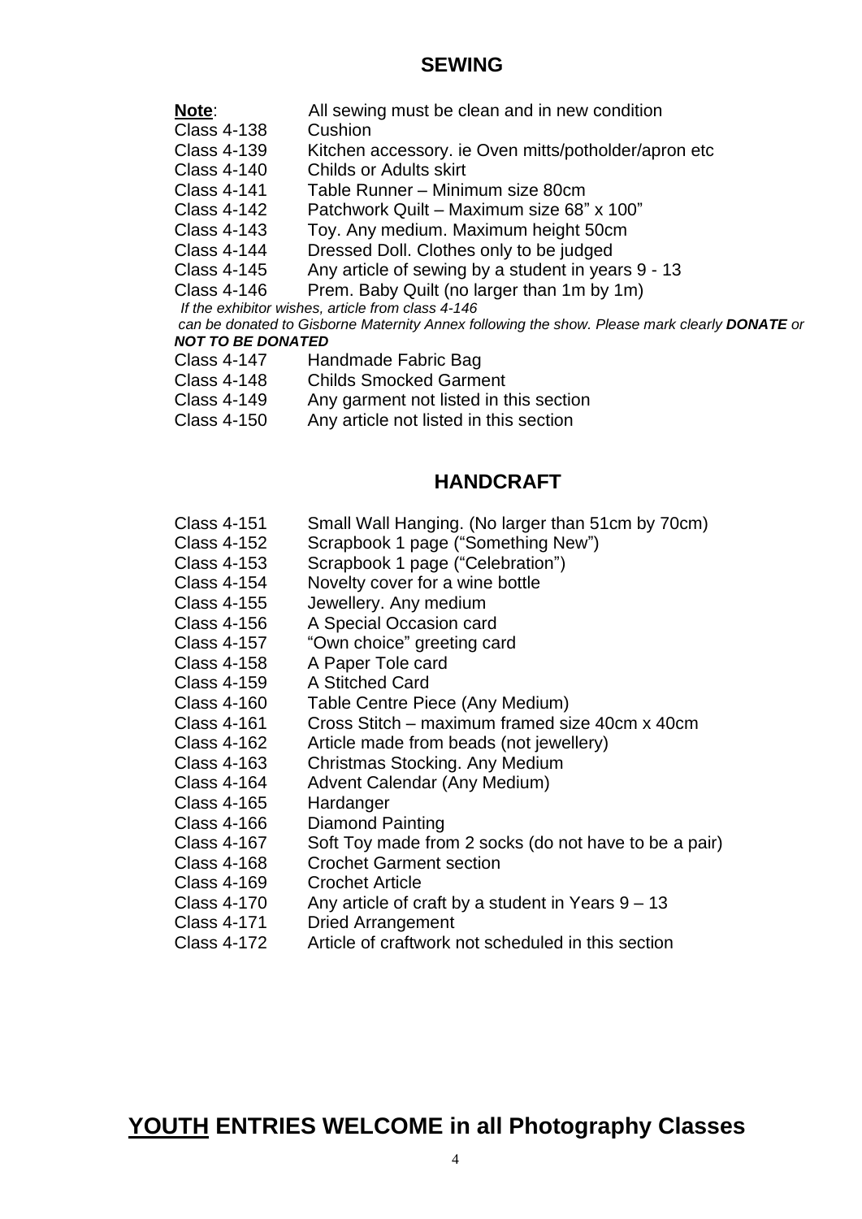## SEWING

**Note**: All sewing must be clean and in new condition

Class 4-138 Cushion
Class 4-139 Kitchen accessory. ie Oven mitts/potholder/apron etc
Class 4-140 Childs or Adults skirt
Class 4-141 Table Runner – Minimum size 80cm
Class 4-142 Patchwork Quilt – Maximum size 68" x 100"
Class 4-143 Toy. Any medium. Maximum height 50cm
Class 4-144 Dressed Doll. Clothes only to be judged
Class 4-145 Any article of sewing by a student in years 9 - 13
Class 4-146 Prem. Baby Quilt (no larger than 1m by 1m)

*If the exhibitor wishes, article from class 4-146 can be donated to Gisborne Maternity Annex following the show. Please mark clearly **DONATE** or **NOT TO BE DONATED***

Class 4-147 Handmade Fabric Bag
Class 4-148 Childs Smocked Garment
Class 4-149 Any garment not listed in this section
Class 4-150 Any article not listed in this section

## HANDCRAFT

Class 4-151 Small Wall Hanging. (No larger than 51cm by 70cm)
Class 4-152 Scrapbook 1 page ("Something New")
Class 4-153 Scrapbook 1 page ("Celebration")
Class 4-154 Novelty cover for a wine bottle
Class 4-155 Jewellery. Any medium
Class 4-156 A Special Occasion card
Class 4-157 "Own choice" greeting card
Class 4-158 A Paper Tole card
Class 4-159 A Stitched Card
Class 4-160 Table Centre Piece (Any Medium)
Class 4-161 Cross Stitch – maximum framed size 40cm x 40cm
Class 4-162 Article made from beads (not jewellery)
Class 4-163 Christmas Stocking. Any Medium
Class 4-164 Advent Calendar (Any Medium)
Class 4-165 Hardanger
Class 4-166 Diamond Painting
Class 4-167 Soft Toy made from 2 socks (do not have to be a pair)
Class 4-168 Crochet Garment section
Class 4-169 Crochet Article
Class 4-170 Any article of craft by a student in Years 9 – 13
Class 4-171 Dried Arrangement
Class 4-172 Article of craftwork not scheduled in this section

## <u>YOUTH</u> ENTRIES WELCOME in all Photography Classes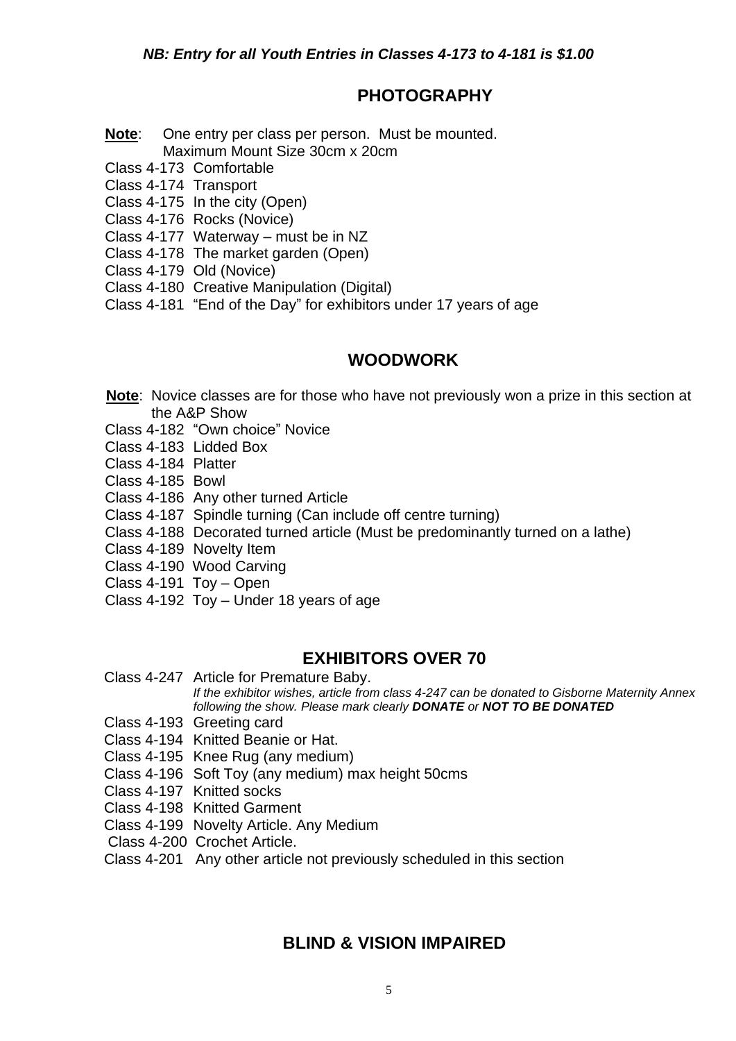***NB: Entry for all Youth Entries in Classes 4-173 to 4-181 is $1.00***

## PHOTOGRAPHY

**Note**: One entry per class per person. Must be mounted. Maximum Mount Size 30cm x 20cm

Class 4-173 Comfortable
Class 4-174 Transport
Class 4-175 In the city (Open)
Class 4-176 Rocks (Novice)
Class 4-177 Waterway – must be in NZ
Class 4-178 The market garden (Open)
Class 4-179 Old (Novice)
Class 4-180 Creative Manipulation (Digital)
Class 4-181 "End of the Day" for exhibitors under 17 years of age

## WOODWORK

**Note**: Novice classes are for those who have not previously won a prize in this section at the A&P Show

Class 4-182 "Own choice" Novice
Class 4-183 Lidded Box
Class 4-184 Platter
Class 4-185 Bowl
Class 4-186 Any other turned Article
Class 4-187 Spindle turning (Can include off centre turning)
Class 4-188 Decorated turned article (Must be predominantly turned on a lathe)
Class 4-189 Novelty Item
Class 4-190 Wood Carving
Class 4-191 Toy – Open
Class 4-192 Toy – Under 18 years of age

## EXHIBITORS OVER 70

Class 4-247 Article for Premature Baby.
*If the exhibitor wishes, article from class 4-247 can be donated to Gisborne Maternity Annex following the show. Please mark clearly **DONATE** or **NOT TO BE DONATED***
Class 4-193 Greeting card
Class 4-194 Knitted Beanie or Hat.
Class 4-195 Knee Rug (any medium)
Class 4-196 Soft Toy (any medium) max height 50cms
Class 4-197 Knitted socks
Class 4-198 Knitted Garment
Class 4-199 Novelty Article. Any Medium
Class 4-200 Crochet Article.
Class 4-201 Any other article not previously scheduled in this section

## BLIND & VISION IMPAIRED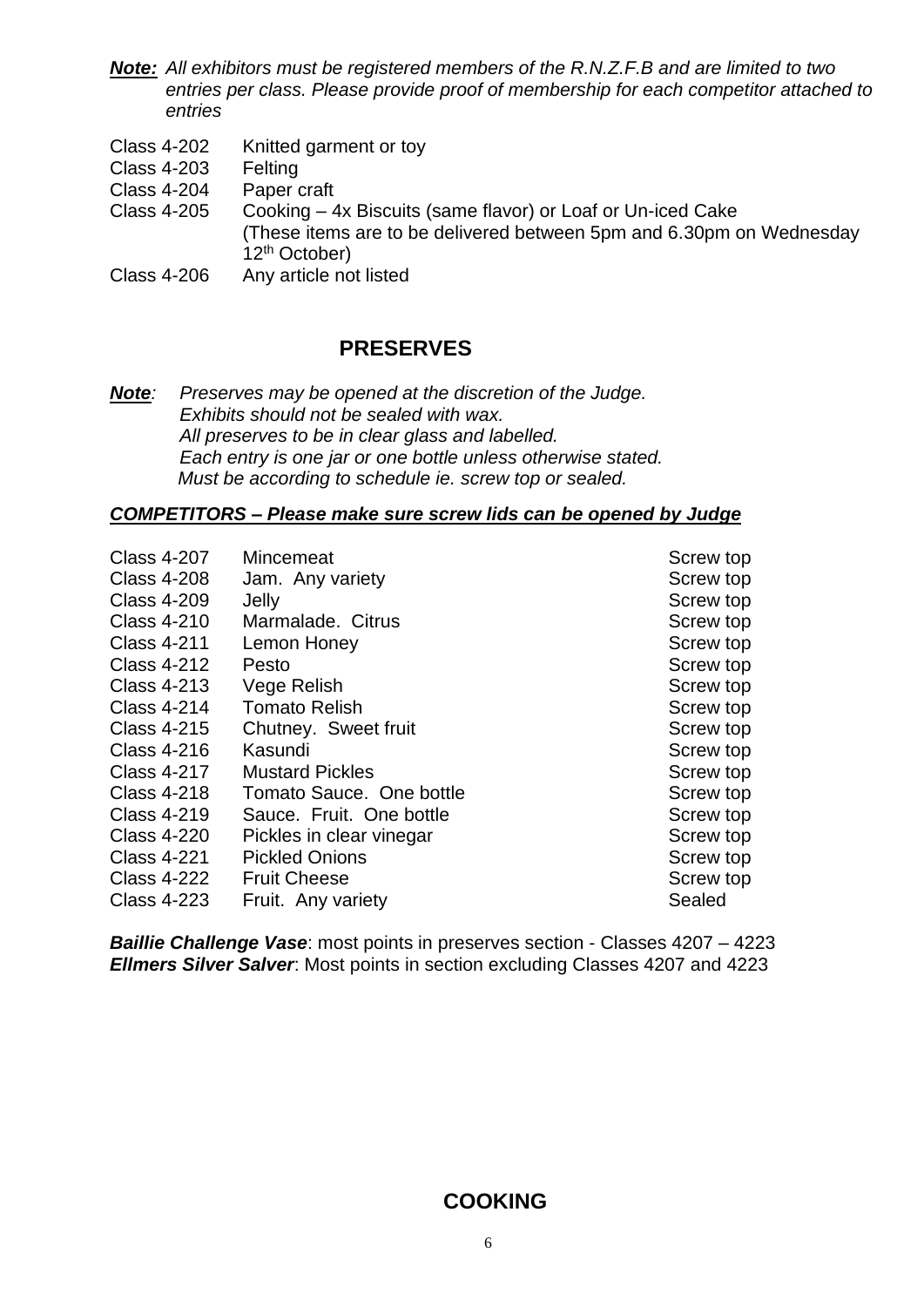***Note:*** *All exhibitors must be registered members of the R.N.Z.F.B and are limited to two entries per class. Please provide proof of membership for each competitor attached to entries*

| | |
|---|---|
| Class 4-202 | Knitted garment or toy |
| Class 4-203 | Felting |
| Class 4-204 | Paper craft |
| Class 4-205 | Cooking – 4x Biscuits (same flavor) or Loaf or Un-iced Cake (These items are to be delivered between 5pm and 6.30pm on Wednesday 12th October) |
| Class 4-206 | Any article not listed |

## PRESERVES

***Note****:* *Preserves may be opened at the discretion of the Judge.*
*Exhibits should not be sealed with wax.*
*All preserves to be in clear glass and labelled.*
*Each entry is one jar or one bottle unless otherwise stated.*
*Must be according to schedule ie. screw top or sealed.*

***COMPETITORS – Please make sure screw lids can be opened by Judge***

| | | |
|---|---|---|
| Class 4-207 | Mincemeat | Screw top |
| Class 4-208 | Jam. Any variety | Screw top |
| Class 4-209 | Jelly | Screw top |
| Class 4-210 | Marmalade. Citrus | Screw top |
| Class 4-211 | Lemon Honey | Screw top |
| Class 4-212 | Pesto | Screw top |
| Class 4-213 | Vege Relish | Screw top |
| Class 4-214 | Tomato Relish | Screw top |
| Class 4-215 | Chutney. Sweet fruit | Screw top |
| Class 4-216 | Kasundi | Screw top |
| Class 4-217 | Mustard Pickles | Screw top |
| Class 4-218 | Tomato Sauce. One bottle | Screw top |
| Class 4-219 | Sauce. Fruit. One bottle | Screw top |
| Class 4-220 | Pickles in clear vinegar | Screw top |
| Class 4-221 | Pickled Onions | Screw top |
| Class 4-222 | Fruit Cheese | Screw top |
| Class 4-223 | Fruit. Any variety | Sealed |

***Baillie Challenge Vase***: most points in preserves section - Classes 4207 – 4223
***Ellmers Silver Salver***: Most points in section excluding Classes 4207 and 4223

## COOKING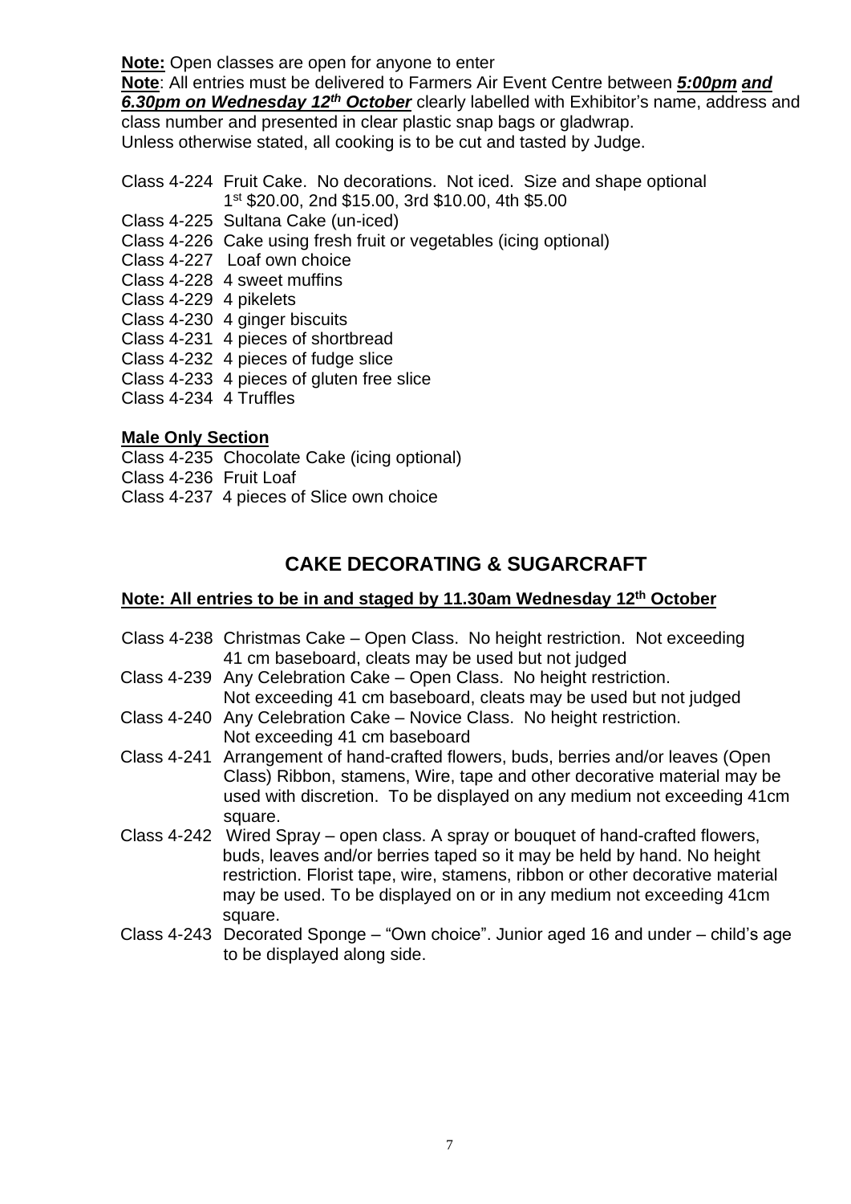**Note:** Open classes are open for anyone to enter

**Note**: All entries must be delivered to Farmers Air Event Centre between ***5:00pm and 6.30pm on Wednesday 12th October*** clearly labelled with Exhibitor's name, address and class number and presented in clear plastic snap bags or gladwrap.
Unless otherwise stated, all cooking is to be cut and tasted by Judge.

Class 4-224 Fruit Cake. No decorations. Not iced. Size and shape optional
1st $20.00, 2nd $15.00, 3rd $10.00, 4th $5.00
Class 4-225 Sultana Cake (un-iced)
Class 4-226 Cake using fresh fruit or vegetables (icing optional)
Class 4-227 Loaf own choice
Class 4-228 4 sweet muffins
Class 4-229 4 pikelets
Class 4-230 4 ginger biscuits
Class 4-231 4 pieces of shortbread
Class 4-232 4 pieces of fudge slice
Class 4-233 4 pieces of gluten free slice
Class 4-234 4 Truffles

**Male Only Section**

Class 4-235 Chocolate Cake (icing optional)
Class 4-236 Fruit Loaf
Class 4-237 4 pieces of Slice own choice

## CAKE DECORATING & SUGARCRAFT

**Note: All entries to be in and staged by 11.30am Wednesday 12th October**

Class 4-238 Christmas Cake – Open Class. No height restriction. Not exceeding 41 cm baseboard, cleats may be used but not judged
Class 4-239 Any Celebration Cake – Open Class. No height restriction. Not exceeding 41 cm baseboard, cleats may be used but not judged
Class 4-240 Any Celebration Cake – Novice Class. No height restriction. Not exceeding 41 cm baseboard
Class 4-241 Arrangement of hand-crafted flowers, buds, berries and/or leaves (Open Class) Ribbon, stamens, Wire, tape and other decorative material may be used with discretion. To be displayed on any medium not exceeding 41cm square.
Class 4-242 Wired Spray – open class. A spray or bouquet of hand-crafted flowers, buds, leaves and/or berries taped so it may be held by hand. No height restriction. Florist tape, wire, stamens, ribbon or other decorative material may be used. To be displayed on or in any medium not exceeding 41cm square.
Class 4-243 Decorated Sponge – "Own choice". Junior aged 16 and under – child's age to be displayed along side.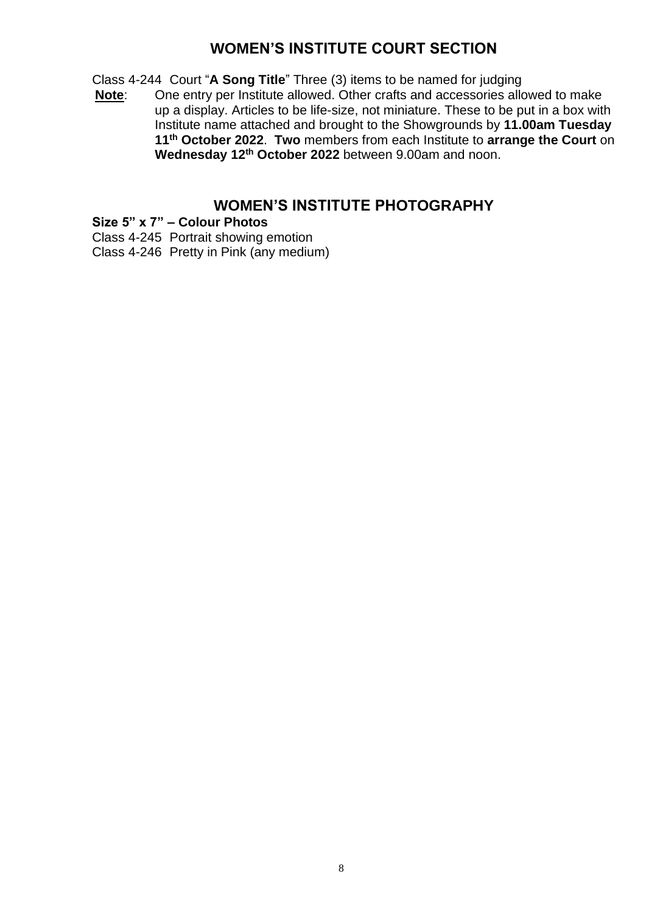## WOMEN'S INSTITUTE COURT SECTION

Class 4-244 Court "**A Song Title**" Three (3) items to be named for judging

**Note**: One entry per Institute allowed. Other crafts and accessories allowed to make up a display. Articles to be life-size, not miniature. These to be put in a box with Institute name attached and brought to the Showgrounds by **11.00am Tuesday 11th October 2022**. **Two** members from each Institute to **arrange the Court** on **Wednesday 12th October 2022** between 9.00am and noon.

## WOMEN'S INSTITUTE PHOTOGRAPHY

**Size 5" x 7" – Colour Photos**

Class 4-245 Portrait showing emotion

Class 4-246 Pretty in Pink (any medium)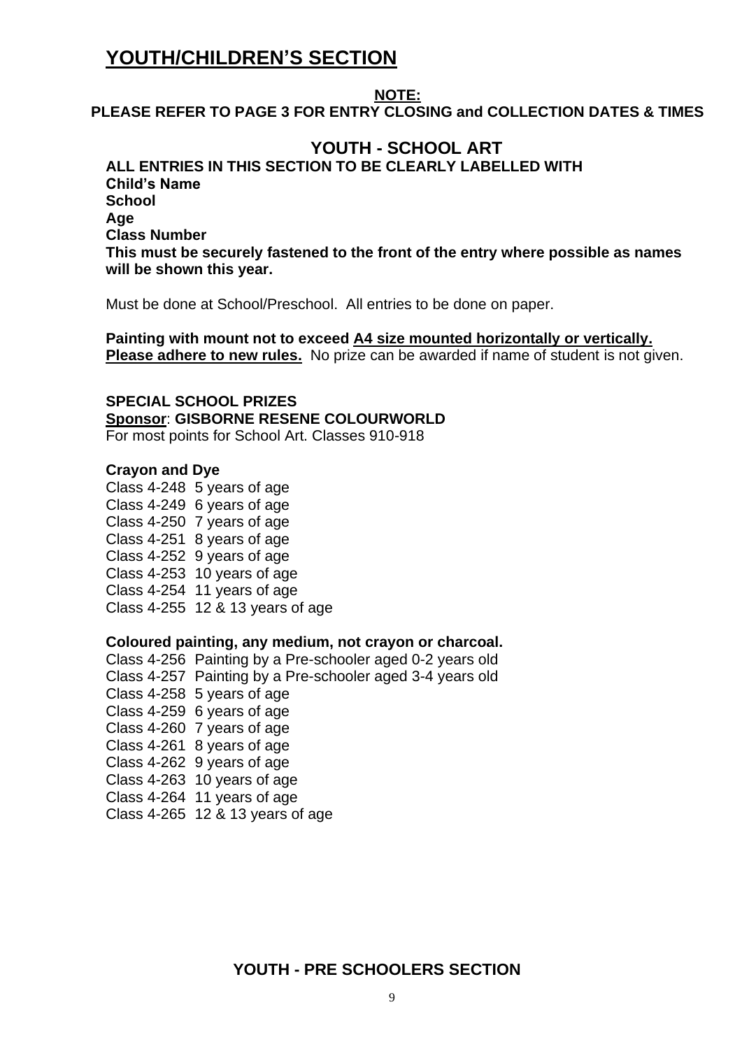# YOUTH/CHILDREN'S SECTION

**NOTE:**
**PLEASE REFER TO PAGE 3 FOR ENTRY CLOSING and COLLECTION DATES & TIMES**

## YOUTH - SCHOOL ART

**ALL ENTRIES IN THIS SECTION TO BE CLEARLY LABELLED WITH**
**Child's Name**
**School**
**Age**
**Class Number**
**This must be securely fastened to the front of the entry where possible as names will be shown this year.**

Must be done at School/Preschool. All entries to be done on paper.

**Painting with mount not to exceed A4 size mounted horizontally or vertically.**
**Please adhere to new rules.** No prize can be awarded if name of student is not given.

**SPECIAL SCHOOL PRIZES**
**Sponsor**: **GISBORNE RESENE COLOURWORLD**
For most points for School Art. Classes 910-918

**Crayon and Dye**
Class 4-248 5 years of age
Class 4-249 6 years of age
Class 4-250 7 years of age
Class 4-251 8 years of age
Class 4-252 9 years of age
Class 4-253 10 years of age
Class 4-254 11 years of age
Class 4-255 12 & 13 years of age

**Coloured painting, any medium, not crayon or charcoal.**
Class 4-256 Painting by a Pre-schooler aged 0-2 years old
Class 4-257 Painting by a Pre-schooler aged 3-4 years old
Class 4-258 5 years of age
Class 4-259 6 years of age
Class 4-260 7 years of age
Class 4-261 8 years of age
Class 4-262 9 years of age
Class 4-263 10 years of age
Class 4-264 11 years of age
Class 4-265 12 & 13 years of age

## YOUTH - PRE SCHOOLERS SECTION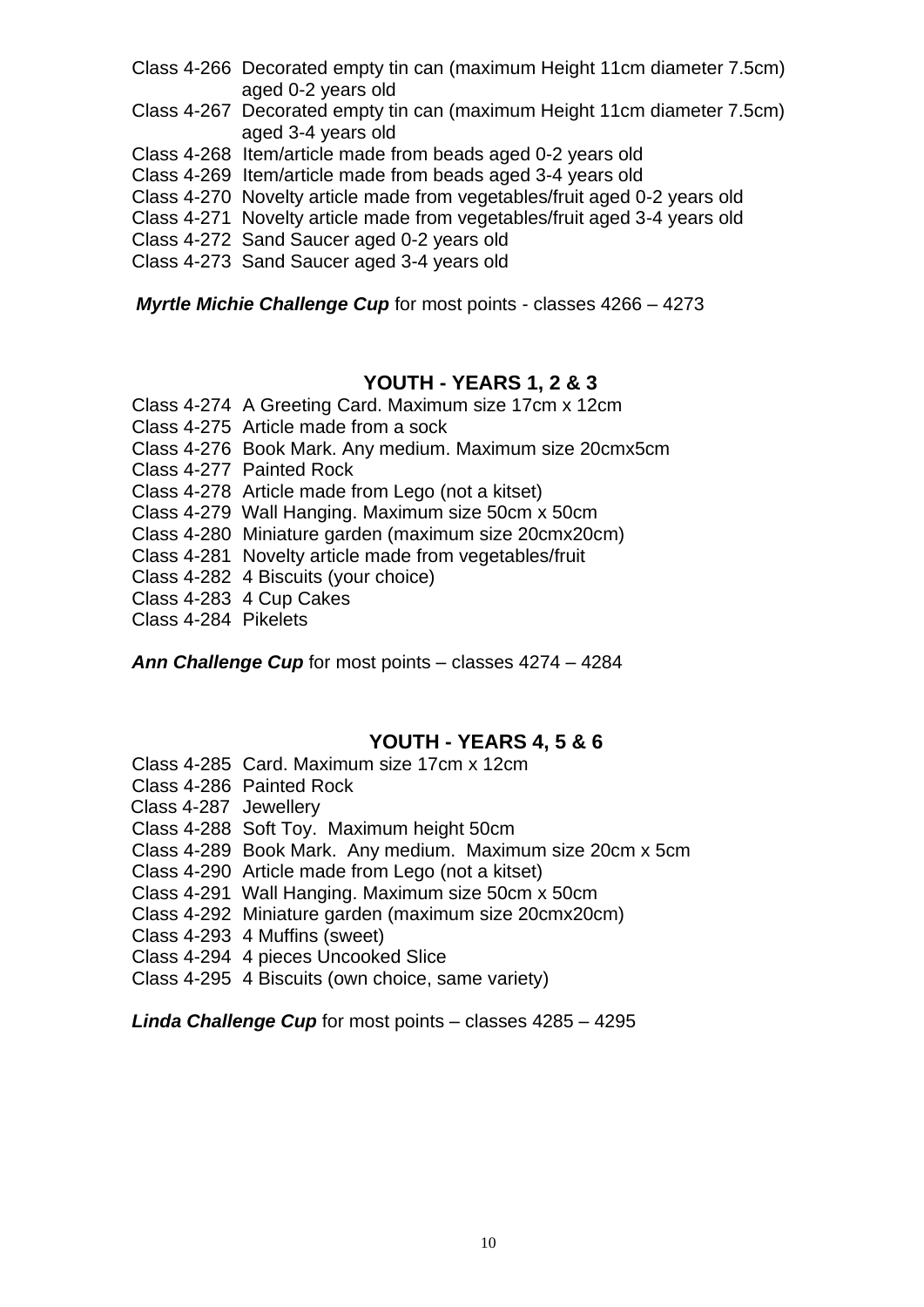Class 4-266 Decorated empty tin can (maximum Height 11cm diameter 7.5cm) aged 0-2 years old
Class 4-267 Decorated empty tin can (maximum Height 11cm diameter 7.5cm) aged 3-4 years old
Class 4-268 Item/article made from beads aged 0-2 years old
Class 4-269 Item/article made from beads aged 3-4 years old
Class 4-270 Novelty article made from vegetables/fruit aged 0-2 years old
Class 4-271 Novelty article made from vegetables/fruit aged 3-4 years old
Class 4-272 Sand Saucer aged 0-2 years old
Class 4-273 Sand Saucer aged 3-4 years old

***Myrtle Michie Challenge Cup*** for most points - classes 4266 – 4273

## YOUTH - YEARS 1, 2 & 3

Class 4-274 A Greeting Card. Maximum size 17cm x 12cm
Class 4-275 Article made from a sock
Class 4-276 Book Mark. Any medium. Maximum size 20cmx5cm
Class 4-277 Painted Rock
Class 4-278 Article made from Lego (not a kitset)
Class 4-279 Wall Hanging. Maximum size 50cm x 50cm
Class 4-280 Miniature garden (maximum size 20cmx20cm)
Class 4-281 Novelty article made from vegetables/fruit
Class 4-282 4 Biscuits (your choice)
Class 4-283 4 Cup Cakes
Class 4-284 Pikelets

***Ann Challenge Cup*** for most points – classes 4274 – 4284

## YOUTH - YEARS 4, 5 & 6

Class 4-285 Card. Maximum size 17cm x 12cm
Class 4-286 Painted Rock
Class 4-287 Jewellery
Class 4-288 Soft Toy. Maximum height 50cm
Class 4-289 Book Mark. Any medium. Maximum size 20cm x 5cm
Class 4-290 Article made from Lego (not a kitset)
Class 4-291 Wall Hanging. Maximum size 50cm x 50cm
Class 4-292 Miniature garden (maximum size 20cmx20cm)
Class 4-293 4 Muffins (sweet)
Class 4-294 4 pieces Uncooked Slice
Class 4-295 4 Biscuits (own choice, same variety)

***Linda Challenge Cup*** for most points – classes 4285 – 4295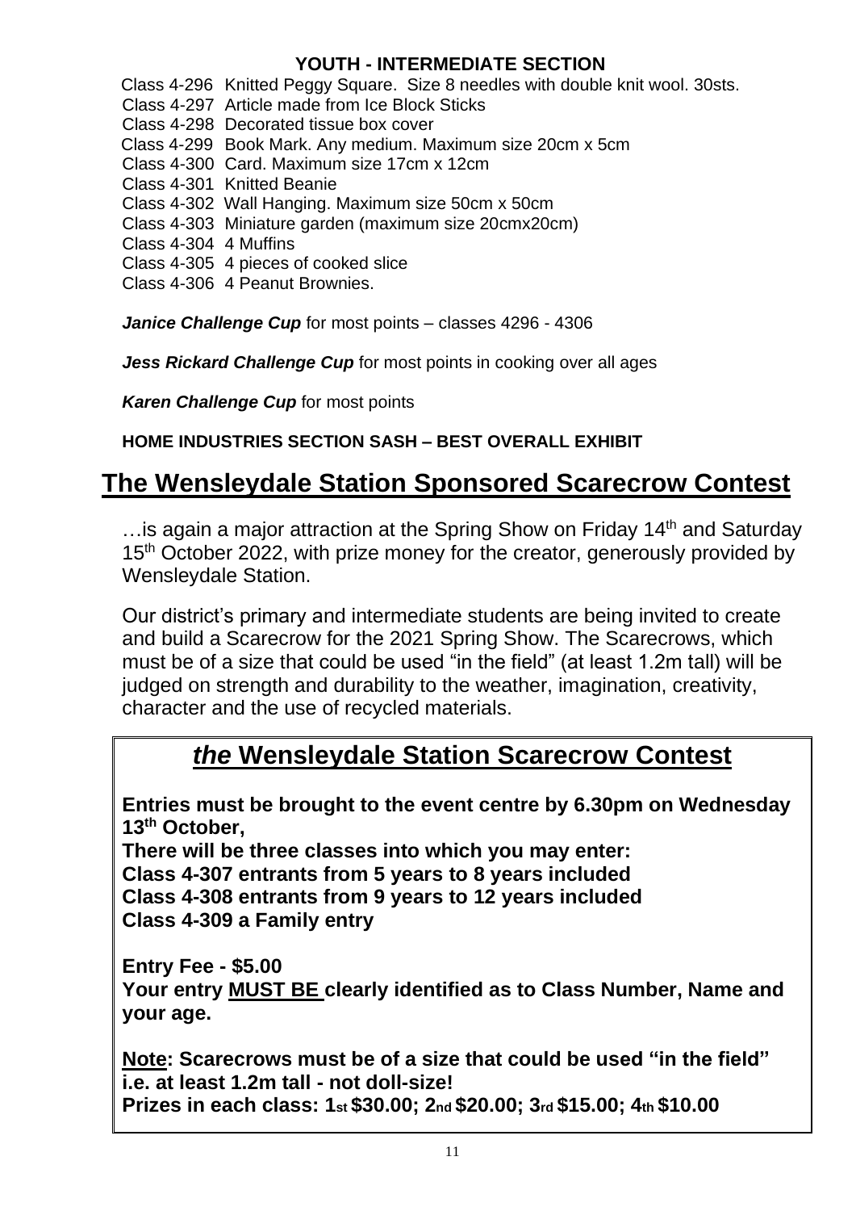### YOUTH - INTERMEDIATE SECTION

Class 4-296 Knitted Peggy Square. Size 8 needles with double knit wool. 30sts.
Class 4-297 Article made from Ice Block Sticks
Class 4-298 Decorated tissue box cover
Class 4-299 Book Mark. Any medium. Maximum size 20cm x 5cm
Class 4-300 Card. Maximum size 17cm x 12cm
Class 4-301 Knitted Beanie
Class 4-302 Wall Hanging. Maximum size 50cm x 50cm
Class 4-303 Miniature garden (maximum size 20cmx20cm)
Class 4-304 4 Muffins
Class 4-305 4 pieces of cooked slice
Class 4-306 4 Peanut Brownies.

***Janice Challenge Cup*** for most points – classes 4296 - 4306

***Jess Rickard Challenge Cup*** for most points in cooking over all ages

***Karen Challenge Cup*** for most points

**HOME INDUSTRIES SECTION SASH – BEST OVERALL EXHIBIT**

## The Wensleydale Station Sponsored Scarecrow Contest

…is again a major attraction at the Spring Show on Friday 14th and Saturday 15th October 2022, with prize money for the creator, generously provided by Wensleydale Station.

Our district's primary and intermediate students are being invited to create and build a Scarecrow for the 2021 Spring Show. The Scarecrows, which must be of a size that could be used "in the field" (at least 1.2m tall) will be judged on strength and durability to the weather, imagination, creativity, character and the use of recycled materials.

## *the* Wensleydale Station Scarecrow Contest

**Entries must be brought to the event centre by 6.30pm on Wednesday 13th October,**
**There will be three classes into which you may enter:**
**Class 4-307 entrants from 5 years to 8 years included**
**Class 4-308 entrants from 9 years to 12 years included**
**Class 4-309 a Family entry**

**Entry Fee - $5.00**
**Your entry MUST BE clearly identified as to Class Number, Name and your age.**

**Note: Scarecrows must be of a size that could be used "in the field" i.e. at least 1.2m tall - not doll-size!**
**Prizes in each class: 1st $30.00; 2nd $20.00; 3rd $15.00; 4th $10.00**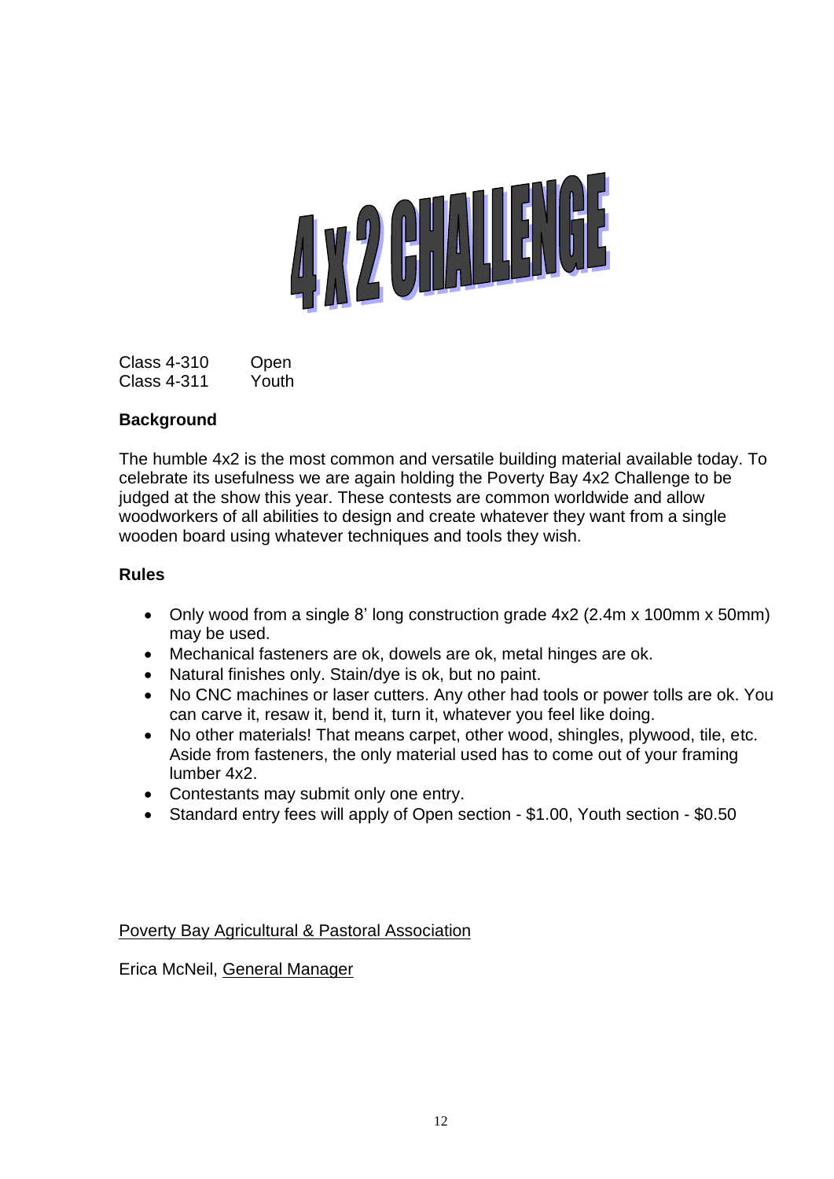# 4 x 2 CHALLENGE

Class 4-310 Open
Class 4-311 Youth

**Background**

The humble 4x2 is the most common and versatile building material available today. To celebrate its usefulness we are again holding the Poverty Bay 4x2 Challenge to be judged at the show this year. These contests are common worldwide and allow woodworkers of all abilities to design and create whatever they want from a single wooden board using whatever techniques and tools they wish.

**Rules**

- Only wood from a single 8' long construction grade 4x2 (2.4m x 100mm x 50mm) may be used.
- Mechanical fasteners are ok, dowels are ok, metal hinges are ok.
- Natural finishes only. Stain/dye is ok, but no paint.
- No CNC machines or laser cutters. Any other had tools or power tolls are ok. You can carve it, resaw it, bend it, turn it, whatever you feel like doing.
- No other materials! That means carpet, other wood, shingles, plywood, tile, etc. Aside from fasteners, the only material used has to come out of your framing lumber 4x2.
- Contestants may submit only one entry.
- Standard entry fees will apply of Open section - $1.00, Youth section - $0.50

Poverty Bay Agricultural & Pastoral Association

Erica McNeil, General Manager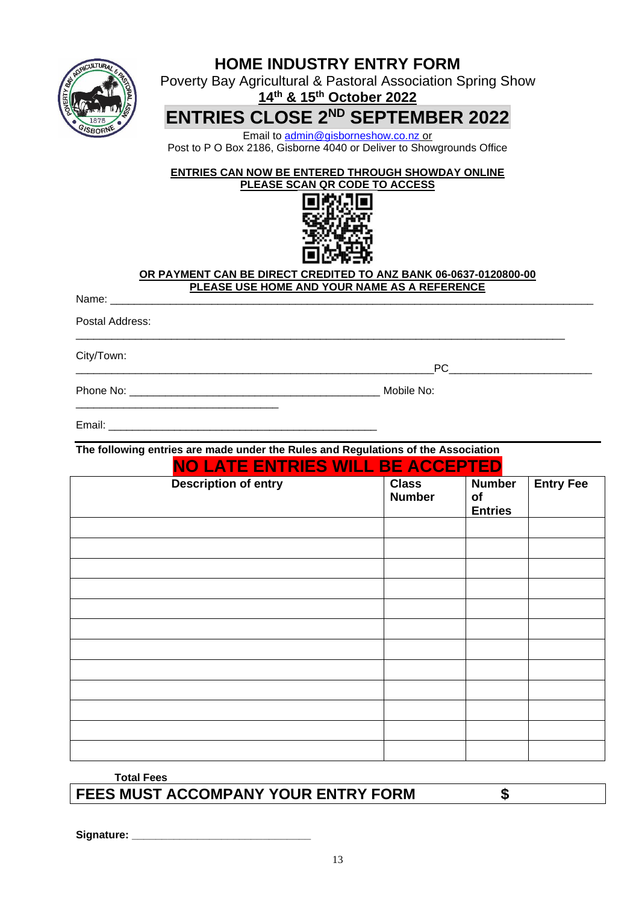# HOME INDUSTRY ENTRY FORM

Poverty Bay Agricultural & Pastoral Association Spring Show

**14th & 15th October 2022**

## ENTRIES CLOSE 2ND SEPTEMBER 2022

Email to admin@gisborneshow.co.nz or

Post to P O Box 2186, Gisborne 4040 or Deliver to Showgrounds Office

**ENTRIES CAN NOW BE ENTERED THROUGH SHOWDAY ONLINE**
**PLEASE SCAN QR CODE TO ACCESS**

**OR PAYMENT CAN BE DIRECT CREDITED TO ANZ BANK 06-0637-0120800-00**
**PLEASE USE HOME AND YOUR NAME AS A REFERENCE**

Name: ______________________________________________________________________

Postal Address: ______________________________________________________________

City/Town: _______________________________________________ PC______________________

Phone No: ________________________________________ Mobile No: ________________________________

Email: ____________________________________________

**The following entries are made under the Rules and Regulations of the Association**

## NO LATE ENTRIES WILL BE ACCEPTED

| Description of entry | Class Number | Number of Entries | Entry Fee |
|---|---|---|---|
| | | | |
| | | | |
| | | | |
| | | | |
| | | | |
| | | | |
| | | | |
| | | | |
| | | | |
| | | | |
| | | | |
| | | | |

**Total Fees**

**FEES MUST ACCOMPANY YOUR ENTRY FORM $**

**Signature: ____________________________**